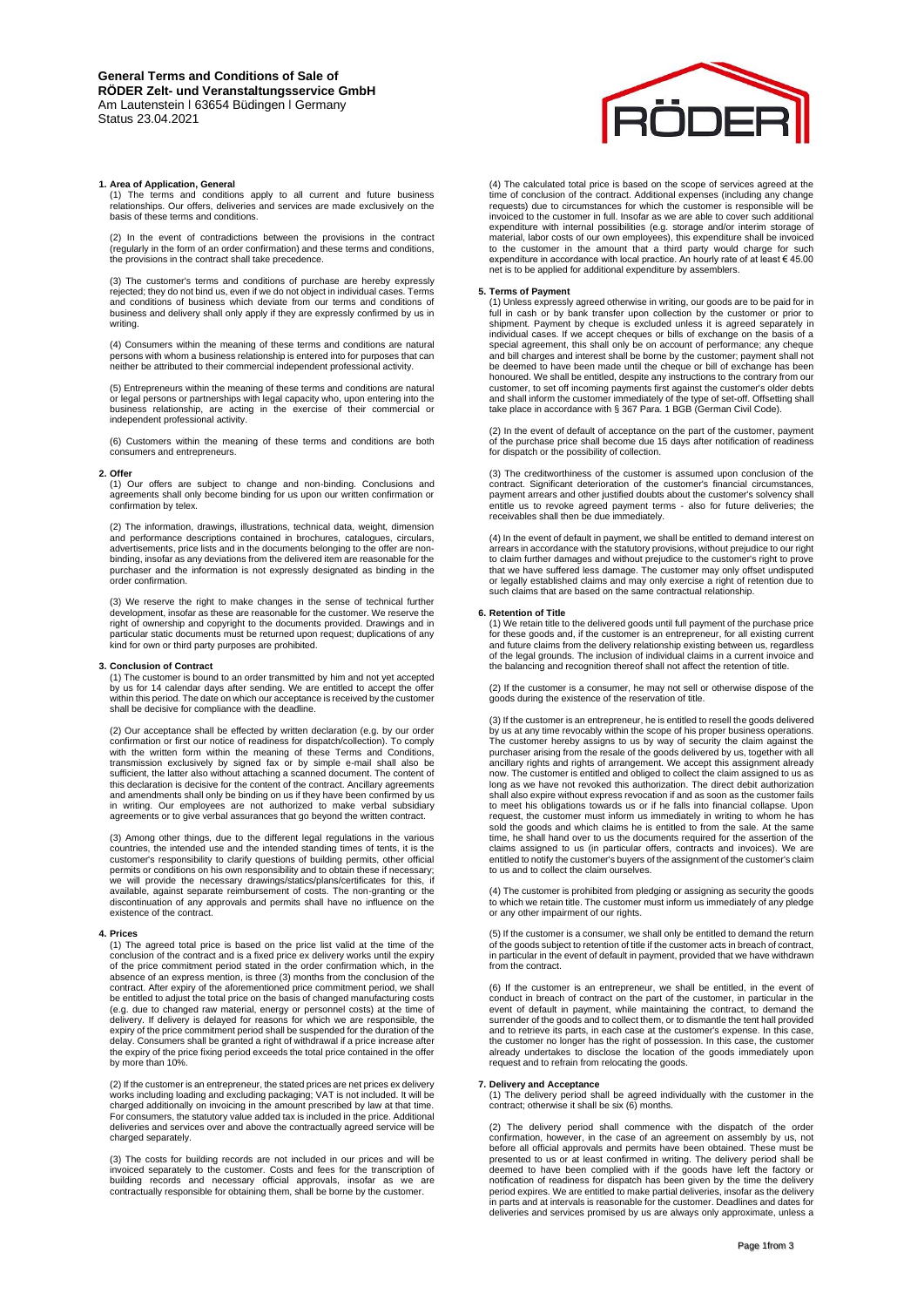# General Terms and Conditions of Sale of RÖDER Zelt- und Veranstaltungsservice GmbH

Am Lautenstein I 63654 Büdingen I Germany
Status 23.04.2021

## 1. Area of Application, General

(1) The terms and conditions apply to all current and future business relationships. Our offers, deliveries and services are made exclusively on the basis of these terms and conditions.

(2) In the event of contradictions between the provisions in the contract (regularly in the form of an order confirmation) and these terms and conditions, the provisions in the contract shall take precedence.

(3) The customer's terms and conditions of purchase are hereby expressly rejected; they do not bind us, even if we do not object in individual cases. Terms and conditions of business which deviate from our terms and conditions of business and delivery shall only apply if they are expressly confirmed by us in writing.

(4) Consumers within the meaning of these terms and conditions are natural persons with whom a business relationship is entered into for purposes that can neither be attributed to their commercial independent professional activity.

(5) Entrepreneurs within the meaning of these terms and conditions are natural or legal persons or partnerships with legal capacity who, upon entering into the business relationship, are acting in the exercise of their commercial or independent professional activity.

(6) Customers within the meaning of these terms and conditions are both consumers and entrepreneurs.

## 2. Offer

(1) Our offers are subject to change and non-binding. Conclusions and agreements shall only become binding for us upon our written confirmation or confirmation by telex.

(2) The information, drawings, illustrations, technical data, weight, dimension and performance descriptions contained in brochures, catalogues, circulars, advertisements, price lists and in the documents belonging to the offer are non-binding, insofar as any deviations from the delivered item are reasonable for the purchaser and the information is not expressly designated as binding in the order confirmation.

(3) We reserve the right to make changes in the sense of technical further development, insofar as these are reasonable for the customer. We reserve the right of ownership and copyright to the documents provided. Drawings and in particular static documents must be returned upon request; duplications of any kind for own or third party purposes are prohibited.

## 3. Conclusion of Contract

(1) The customer is bound to an order transmitted by him and not yet accepted by us for 14 calendar days after sending. We are entitled to accept the offer within this period. The date on which our acceptance is received by the customer shall be decisive for compliance with the deadline.

(2) Our acceptance shall be effected by written declaration (e.g. by our order confirmation or first our notice of readiness for dispatch/collection). To comply with the written form within the meaning of these Terms and Conditions, transmission exclusively by signed fax or by simple e-mail shall also be sufficient, the latter also without attaching a scanned document. The content of this declaration is decisive for the content of the contract. Ancillary agreements and amendments shall only be binding on us if they have been confirmed by us in writing. Our employees are not authorized to make verbal subsidiary agreements or to give verbal assurances that go beyond the written contract.

(3) Among other things, due to the different legal regulations in the various countries, the intended use and the intended standing times of tents, it is the customer's responsibility to clarify questions of building permits, other official permits or conditions on his own responsibility and to obtain these if necessary; we will provide the necessary drawings/statics/plans/certificates for this, if available, against separate reimbursement of costs. The non-granting or the discontinuation of any approvals and permits shall have no influence on the existence of the contract.

## 4. Prices

(1) The agreed total price is based on the price list valid at the time of the conclusion of the contract and is a fixed price ex delivery works until the expiry of the price commitment period stated in the order confirmation which, in the absence of an express mention, is three (3) months from the conclusion of the contract. After expiry of the aforementioned price commitment period, we shall be entitled to adjust the total price on the basis of changed manufacturing costs (e.g. due to changed raw material, energy or personnel costs) at the time of delivery. If delivery is delayed for reasons for which we are responsible, the expiry of the price commitment period shall be suspended for the duration of the delay. Consumers shall be granted a right of withdrawal if a price increase after the expiry of the price fixing period exceeds the total price contained in the offer by more than 10%.

(2) If the customer is an entrepreneur, the stated prices are net prices ex delivery works including loading and excluding packaging; VAT is not included. It will be charged additionally on invoicing in the amount prescribed by law at that time. For consumers, the statutory value added tax is included in the price. Additional deliveries and services over and above the contractually agreed service will be charged separately.

(3) The costs for building records are not included in our prices and will be invoiced separately to the customer. Costs and fees for the transcription of building records and necessary official approvals, insofar as we are contractually responsible for obtaining them, shall be borne by the customer.

(4) The calculated total price is based on the scope of services agreed at the time of conclusion of the contract. Additional expenses (including any change requests) due to circumstances for which the customer is responsible will be invoiced to the customer in full. Insofar as we are able to cover such additional expenditure with internal possibilities (e.g. storage and/or interim storage of material, labor costs of our own employees), this expenditure shall be invoiced to the customer in the amount that a third party would charge for such expenditure in accordance with local practice. An hourly rate of at least € 45.00 net is to be applied for additional expenditure by assemblers.

## 5. Terms of Payment

(1) Unless expressly agreed otherwise in writing, our goods are to be paid for in full in cash or by bank transfer upon collection by the customer or prior to shipment. Payment by cheque is excluded unless it is agreed separately in individual cases. If we accept cheques or bills of exchange on the basis of a special agreement, this shall only be on account of performance; any cheque and bill charges and interest shall be borne by the customer; payment shall not be deemed to have been made until the cheque or bill of exchange has been honoured. We shall be entitled, despite any instructions to the contrary from our customer, to set off incoming payments first against the customer's older debts and shall inform the customer immediately of the type of set-off. Offsetting shall take place in accordance with § 367 Para. 1 BGB (German Civil Code).

(2) In the event of default of acceptance on the part of the customer, payment of the purchase price shall become due 15 days after notification of readiness for dispatch or the possibility of collection.

(3) The creditworthiness of the customer is assumed upon conclusion of the contract. Significant deterioration of the customer's financial circumstances, payment arrears and other justified doubts about the customer's solvency shall entitle us to revoke agreed payment terms - also for future deliveries; the receivables shall then be due immediately.

(4) In the event of default in payment, we shall be entitled to demand interest on arrears in accordance with the statutory provisions, without prejudice to our right to claim further damages and without prejudice to the customer's right to prove that we have suffered less damage. The customer may only offset undisputed or legally established claims and may only exercise a right of retention due to such claims that are based on the same contractual relationship.

## 6. Retention of Title

(1) We retain title to the delivered goods until full payment of the purchase price for these goods and, if the customer is an entrepreneur, for all existing current and future claims from the delivery relationship existing between us, regardless of the legal grounds. The inclusion of individual claims in a current invoice and the balancing and recognition thereof shall not affect the retention of title.

(2) If the customer is a consumer, he may not sell or otherwise dispose of the goods during the existence of the reservation of title.

(3) If the customer is an entrepreneur, he is entitled to resell the goods delivered by us at any time revocably within the scope of his proper business operations. The customer hereby assigns to us by way of security the claim against the purchaser arising from the resale of the goods delivered by us, together with all ancillary rights and rights of arrangement. We accept this assignment already now. The customer is entitled and obliged to collect the claim assigned to us as long as we have not revoked this authorization. The direct debit authorization shall also expire without express revocation if and as soon as the customer fails to meet his obligations towards us or if he falls into financial collapse. Upon request, the customer must inform us immediately in writing to whom he has sold the goods and which claims he is entitled to from the sale. At the same time, he shall hand over to us the documents required for the assertion of the claims assigned to us (in particular offers, contracts and invoices). We are entitled to notify the customer's buyers of the assignment of the customer's claim to us and to collect the claim ourselves.

(4) The customer is prohibited from pledging or assigning as security the goods to which we retain title. The customer must inform us immediately of any pledge or any other impairment of our rights.

(5) If the customer is a consumer, we shall only be entitled to demand the return of the goods subject to retention of title if the customer acts in breach of contract, in particular in the event of default in payment, provided that we have withdrawn from the contract.

(6) If the customer is an entrepreneur, we shall be entitled, in the event of conduct in breach of contract on the part of the customer, in particular in the event of default in payment, while maintaining the contract, to demand the surrender of the goods and to collect them, or to dismantle the tent hall provided and to retrieve its parts, in each case at the customer's expense. In this case, the customer no longer has the right of possession. In this case, the customer already undertakes to disclose the location of the goods immediately upon request and to refrain from relocating the goods.

## 7. Delivery and Acceptance

(1) The delivery period shall be agreed individually with the customer in the contract; otherwise it shall be six (6) months.

(2) The delivery period shall commence with the dispatch of the order confirmation, however, in the case of an agreement on assembly by us, not before all official approvals and permits have been obtained. These must be presented to us or at least confirmed in writing. The delivery period shall be deemed to have been complied with if the goods have left the factory or notification of readiness for dispatch has been given by the time the delivery period expires. We are entitled to make partial deliveries, insofar as the delivery in parts and at intervals is reasonable for the customer. Deadlines and dates for deliveries and services promised by us are always only approximate, unless a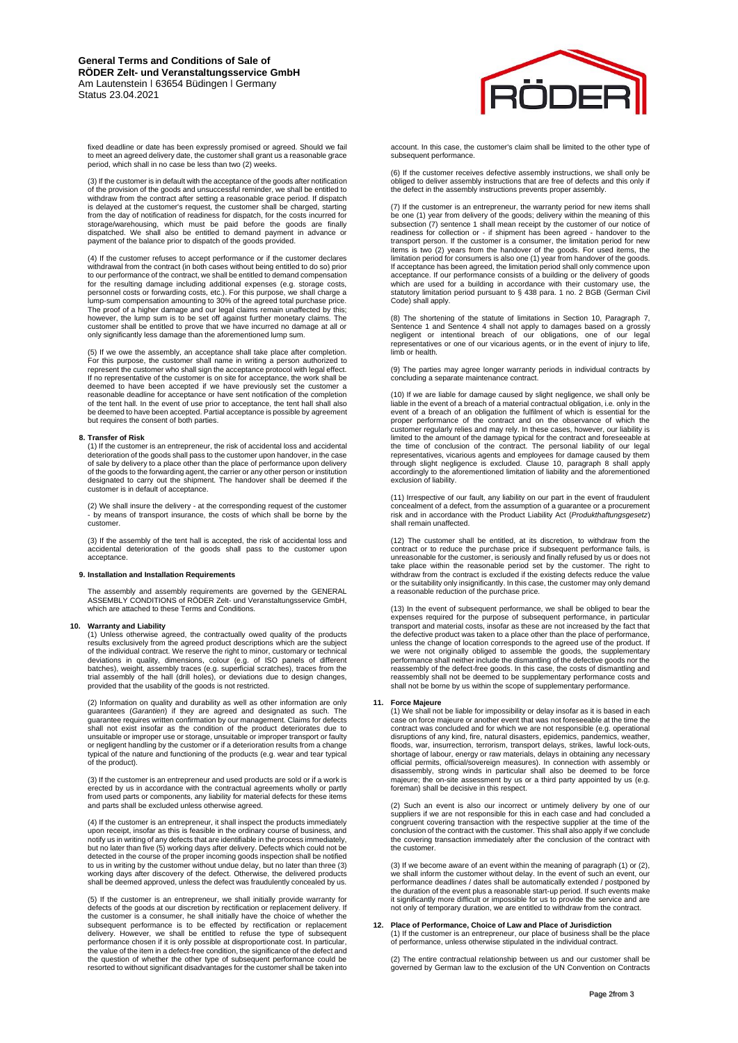fixed deadline or date has been expressly promised or agreed. Should we fail to meet an agreed delivery date, the customer shall grant us a reasonable grace period, which shall in no case be less than two (2) weeks.

(3) If the customer is in default with the acceptance of the goods after notification of the provision of the goods and unsuccessful reminder, we shall be entitled to withdraw from the contract after setting a reasonable grace period. If dispatch is delayed at the customer's request, the customer shall be charged, starting from the day of notification of readiness for dispatch, for the costs incurred for storage/warehousing, which must be paid before the goods are finally dispatched. We shall also be entitled to demand payment in advance or payment of the balance prior to dispatch of the goods provided.

(4) If the customer refuses to accept performance or if the customer declares withdrawal from the contract (in both cases without being entitled to do so) prior to our performance of the contract, we shall be entitled to demand compensation for the resulting damage including additional expenses (e.g. storage costs, personnel costs or forwarding costs, etc.). For this purpose, we shall charge a lump-sum compensation amounting to 30% of the agreed total purchase price. The proof of a higher damage and our legal claims remain unaffected by this; however, the lump sum is to be set off against further monetary claims. The customer shall be entitled to prove that we have incurred no damage at all or only significantly less damage than the aforementioned lump sum.

(5) If we owe the assembly, an acceptance shall take place after completion. For this purpose, the customer shall name in writing a person authorized to represent the customer who shall sign the acceptance protocol with legal effect. If no representative of the customer is on site for acceptance, the work shall be deemed to have been accepted if we have previously set the customer a reasonable deadline for acceptance or have sent notification of the completion of the tent hall. In the event of use prior to acceptance, the tent hall shall also be deemed to have been accepted. Partial acceptance is possible by agreement but requires the consent of both parties.

## 8. Transfer of Risk

(1) If the customer is an entrepreneur, the risk of accidental loss and accidental deterioration of the goods shall pass to the customer upon handover, in the case of sale by delivery to a place other than the place of performance upon delivery of the goods to the forwarding agent, the carrier or any other person or institution designated to carry out the shipment. The handover shall be deemed if the customer is in default of acceptance.

(2) We shall insure the delivery - at the corresponding request of the customer - by means of transport insurance, the costs of which shall be borne by the customer.

(3) If the assembly of the tent hall is accepted, the risk of accidental loss and accidental deterioration of the goods shall pass to the customer upon acceptance.

## 9. Installation and Installation Requirements

The assembly and assembly requirements are governed by the GENERAL ASSEMBLY CONDITIONS of RÖDER Zelt- und Veranstaltungsservice GmbH, which are attached to these Terms and Conditions.

## 10. Warranty and Liability

(1) Unless otherwise agreed, the contractually owed quality of the products results exclusively from the agreed product descriptions which are the subject of the individual contract. We reserve the right to minor, customary or technical deviations in quality, dimensions, colour (e.g. of ISO panels of different batches), weight, assembly traces (e.g. superficial scratches), traces from the trial assembly of the hall (drill holes), or deviations due to design changes, provided that the usability of the goods is not restricted.

(2) Information on quality and durability as well as other information are only guarantees (*Garantien*) if they are agreed and designated as such. The guarantee requires written confirmation by our management. Claims for defects shall not exist insofar as the condition of the product deteriorates due to unsuitable or improper use or storage, unsuitable or improper transport or faulty or negligent handling by the customer or if a deterioration results from a change typical of the nature and functioning of the products (e.g. wear and tear typical of the product).

(3) If the customer is an entrepreneur and used products are sold or if a work is erected by us in accordance with the contractual agreements wholly or partly from used parts or components, any liability for material defects for these items and parts shall be excluded unless otherwise agreed.

(4) If the customer is an entrepreneur, it shall inspect the products immediately upon receipt, insofar as this is feasible in the ordinary course of business, and notify us in writing of any defects that are identifiable in the process immediately, but no later than five (5) working days after delivery. Defects which could not be detected in the course of the proper incoming goods inspection shall be notified to us in writing by the customer without undue delay, but no later than three (3) working days after discovery of the defect. Otherwise, the delivered products shall be deemed approved, unless the defect was fraudulently concealed by us.

(5) If the customer is an entrepreneur, we shall initially provide warranty for defects of the goods at our discretion by rectification or replacement delivery. If the customer is a consumer, he shall initially have the choice of whether the subsequent performance is to be effected by rectification or replacement delivery. However, we shall be entitled to refuse the type of subsequent performance chosen if it is only possible at disproportionate cost. In particular, the value of the item in a defect-free condition, the significance of the defect and the question of whether the other type of subsequent performance could be resorted to without significant disadvantages for the customer shall be taken into account. In this case, the customer's claim shall be limited to the other type of subsequent performance.

(6) If the customer receives defective assembly instructions, we shall only be obliged to deliver assembly instructions that are free of defects and this only if the defect in the assembly instructions prevents proper assembly.

(7) If the customer is an entrepreneur, the warranty period for new items shall be one (1) year from delivery of the goods; delivery within the meaning of this subsection (7) sentence 1 shall mean receipt by the customer of our notice of readiness for collection or - if shipment has been agreed - handover to the transport person. If the customer is a consumer, the limitation period for new items is two (2) years from the handover of the goods. For used items, the limitation period for consumers is also one (1) year from handover of the goods. If acceptance has been agreed, the limitation period shall only commence upon acceptance. If our performance consists of a building or the delivery of goods which are used for a building in accordance with their customary use, the statutory limitation period pursuant to § 438 para. 1 no. 2 BGB (German Civil Code) shall apply.

(8) The shortening of the statute of limitations in Section 10, Paragraph 7, Sentence 1 and Sentence 4 shall not apply to damages based on a grossly negligent or intentional breach of our obligations, one of our legal representatives or one of our vicarious agents, or in the event of injury to life, limb or health.

(9) The parties may agree longer warranty periods in individual contracts by concluding a separate maintenance contract.

(10) If we are liable for damage caused by slight negligence, we shall only be liable in the event of a breach of a material contractual obligation, i.e. only in the event of a breach of an obligation the fulfilment of which is essential for the proper performance of the contract and on the observance of which the customer regularly relies and may rely. In these cases, however, our liability is limited to the amount of the damage typical for the contract and foreseeable at the time of conclusion of the contract. The personal liability of our legal representatives, vicarious agents and employees for damage caused by them through slight negligence is excluded. Clause 10, paragraph 8 shall apply accordingly to the aforementioned limitation of liability and the aforementioned exclusion of liability.

(11) Irrespective of our fault, any liability on our part in the event of fraudulent concealment of a defect, from the assumption of a guarantee or a procurement risk and in accordance with the Product Liability Act (*Produkthaftungsgesetz*) shall remain unaffected.

(12) The customer shall be entitled, at its discretion, to withdraw from the contract or to reduce the purchase price if subsequent performance fails, is unreasonable for the customer, is seriously and finally refused by us or does not take place within the reasonable period set by the customer. The right to withdraw from the contract is excluded if the existing defects reduce the value or the suitability only insignificantly. In this case, the customer may only demand a reasonable reduction of the purchase price.

(13) In the event of subsequent performance, we shall be obliged to bear the expenses required for the purpose of subsequent performance, in particular transport and material costs, insofar as these are not increased by the fact that the defective product was taken to a place other than the place of performance, unless the change of location corresponds to the agreed use of the product. If we were not originally obliged to assemble the goods, the supplementary performance shall neither include the dismantling of the defective goods nor the reassembly of the defect-free goods. In this case, the costs of dismantling and reassembly shall not be deemed to be supplementary performance costs and shall not be borne by us within the scope of supplementary performance.

## 11. Force Majeure

(1) We shall not be liable for impossibility or delay insofar as it is based in each case on force majeure or another event that was not foreseeable at the time the contract was concluded and for which we are not responsible (e.g. operational disruptions of any kind, fire, natural disasters, epidemics, pandemics, weather, floods, war, insurrection, terrorism, transport delays, strikes, lawful lock-outs, shortage of labour, energy or raw materials, delays in obtaining any necessary official permits, official/sovereign measures). In connection with assembly or disassembly, strong winds in particular shall also be deemed to be force majeure; the on-site assessment by us or a third party appointed by us (e.g. foreman) shall be decisive in this respect.

(2) Such an event is also our incorrect or untimely delivery by one of our suppliers if we are not responsible for this in each case and had concluded a congruent covering transaction with the respective supplier at the time of the conclusion of the contract with the customer. This shall also apply if we conclude the covering transaction immediately after the conclusion of the contract with the customer.

(3) If we become aware of an event within the meaning of paragraph (1) or (2), we shall inform the customer without delay. In the event of such an event, our performance deadlines / dates shall be automatically extended / postponed by the duration of the event plus a reasonable start-up period. If such events make it significantly more difficult or impossible for us to provide the service and are not only of temporary duration, we are entitled to withdraw from the contract.

## 12. Place of Performance, Choice of Law and Place of Jurisdiction

(1) If the customer is an entrepreneur, our place of business shall be the place of performance, unless otherwise stipulated in the individual contract.

(2) The entire contractual relationship between us and our customer shall be governed by German law to the exclusion of the UN Convention on Contracts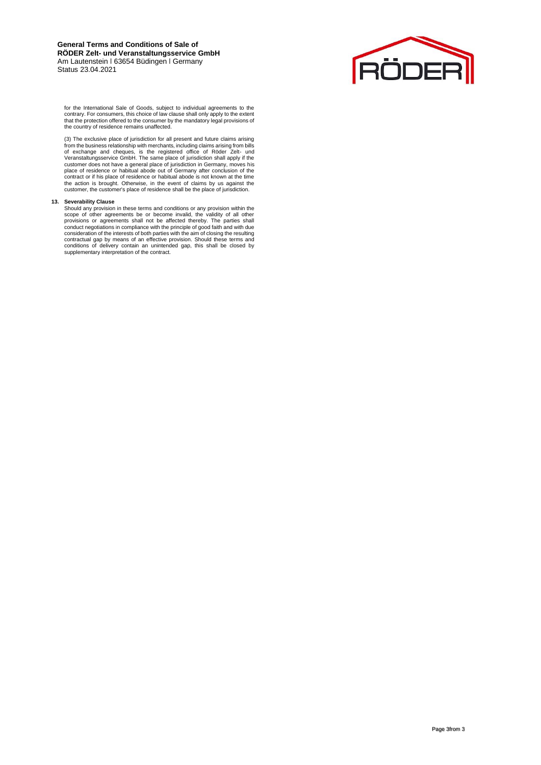for the International Sale of Goods, subject to individual agreements to the contrary. For consumers, this choice of law clause shall only apply to the extent that the protection offered to the consumer by the mandatory legal provisions of the country of residence remains unaffected.

(3) The exclusive place of jurisdiction for all present and future claims arising from the business relationship with merchants, including claims arising from bills of exchange and cheques, is the registered office of Röder Zelt- und Veranstaltungsservice GmbH. The same place of jurisdiction shall apply if the customer does not have a general place of jurisdiction in Germany, moves his place of residence or habitual abode out of Germany after conclusion of the contract or if his place of residence or habitual abode is not known at the time the action is brought. Otherwise, in the event of claims by us against the customer, the customer's place of residence shall be the place of jurisdiction.

## 13. Severability Clause

Should any provision in these terms and conditions or any provision within the scope of other agreements be or become invalid, the validity of all other provisions or agreements shall not be affected thereby. The parties shall conduct negotiations in compliance with the principle of good faith and with due consideration of the interests of both parties with the aim of closing the resulting contractual gap by means of an effective provision. Should these terms and conditions of delivery contain an unintended gap, this shall be closed by supplementary interpretation of the contract.